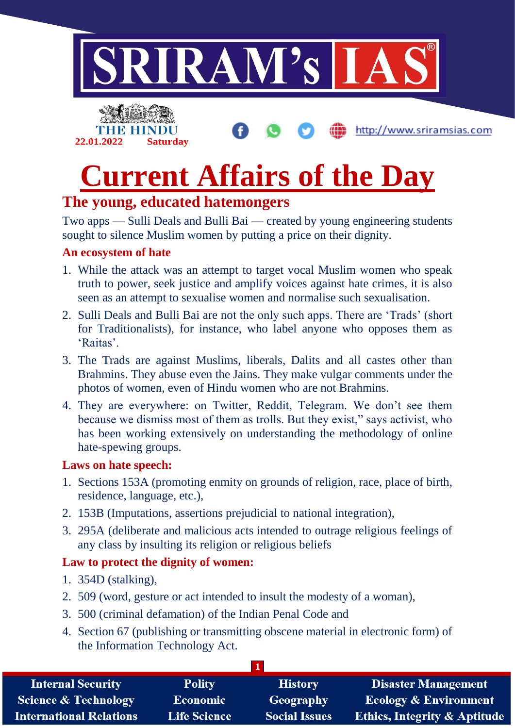# Current Affairs of the Day

## The young, educated hatemongers

Two apps — Sulli Deals and Bulli Bai — created by young engineering students sought to silence Muslim women by putting a price on their dignity.

### An ecosystem of hate

1. While the attack was an attempt to target vocal Muslim women who speak truth to power, seek justice and amplify voices against hate crimes, it is also seen as an attempt to sexualise women and normalise such sexualisation.
2. Sulli Deals and Bulli Bai are not the only such apps. There are 'Trads' (short for Traditionalists), for instance, who label anyone who opposes them as 'Raitas'.
3. The Trads are against Muslims, liberals, Dalits and all castes other than Brahmins. They abuse even the Jains. They make vulgar comments under the photos of women, even of Hindu women who are not Brahmins.
4. They are everywhere: on Twitter, Reddit, Telegram. We don't see them because we dismiss most of them as trolls. But they exist," says activist, who has been working extensively on understanding the methodology of online hate-spewing groups.

### Laws on hate speech:

1. Sections 153A (promoting enmity on grounds of religion, race, place of birth, residence, language, etc.),
2. 153B (Imputations, assertions prejudicial to national integration),
3. 295A (deliberate and malicious acts intended to outrage religious feelings of any class by insulting its religion or religious beliefs

### Law to protect the dignity of women:

1. 354D (stalking),
2. 509 (word, gesture or act intended to insult the modesty of a woman),
3. 500 (criminal defamation) of the Indian Penal Code and
4. Section 67 (publishing or transmitting obscene material in electronic form) of the Information Technology Act.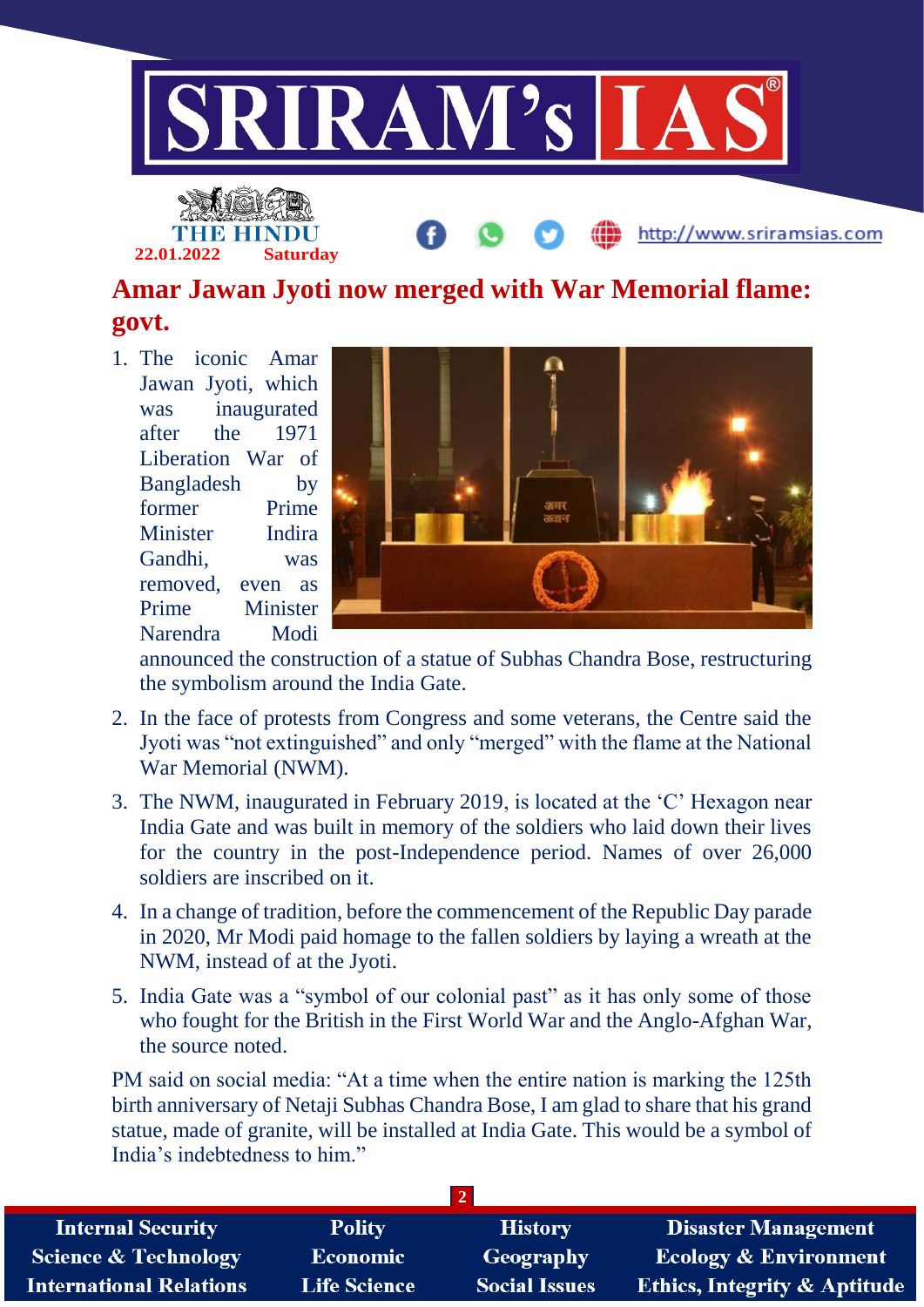# Amar Jawan Jyoti now merged with War Memorial flame: govt.

1. The iconic Amar Jawan Jyoti, which was inaugurated after the 1971 Liberation War of Bangladesh by former Prime Minister Indira Gandhi, was removed, even as Prime Minister Narendra Modi announced the construction of a statue of Subhas Chandra Bose, restructuring the symbolism around the India Gate.
2. In the face of protests from Congress and some veterans, the Centre said the Jyoti was "not extinguished" and only "merged" with the flame at the National War Memorial (NWM).
3. The NWM, inaugurated in February 2019, is located at the 'C' Hexagon near India Gate and was built in memory of the soldiers who laid down their lives for the country in the post-Independence period. Names of over 26,000 soldiers are inscribed on it.
4. In a change of tradition, before the commencement of the Republic Day parade in 2020, Mr Modi paid homage to the fallen soldiers by laying a wreath at the NWM, instead of at the Jyoti.
5. India Gate was a "symbol of our colonial past" as it has only some of those who fought for the British in the First World War and the Anglo-Afghan War, the source noted.

PM said on social media: "At a time when the entire nation is marking the 125th birth anniversary of Netaji Subhas Chandra Bose, I am glad to share that his grand statue, made of granite, will be installed at India Gate. This would be a symbol of India's indebtedness to him."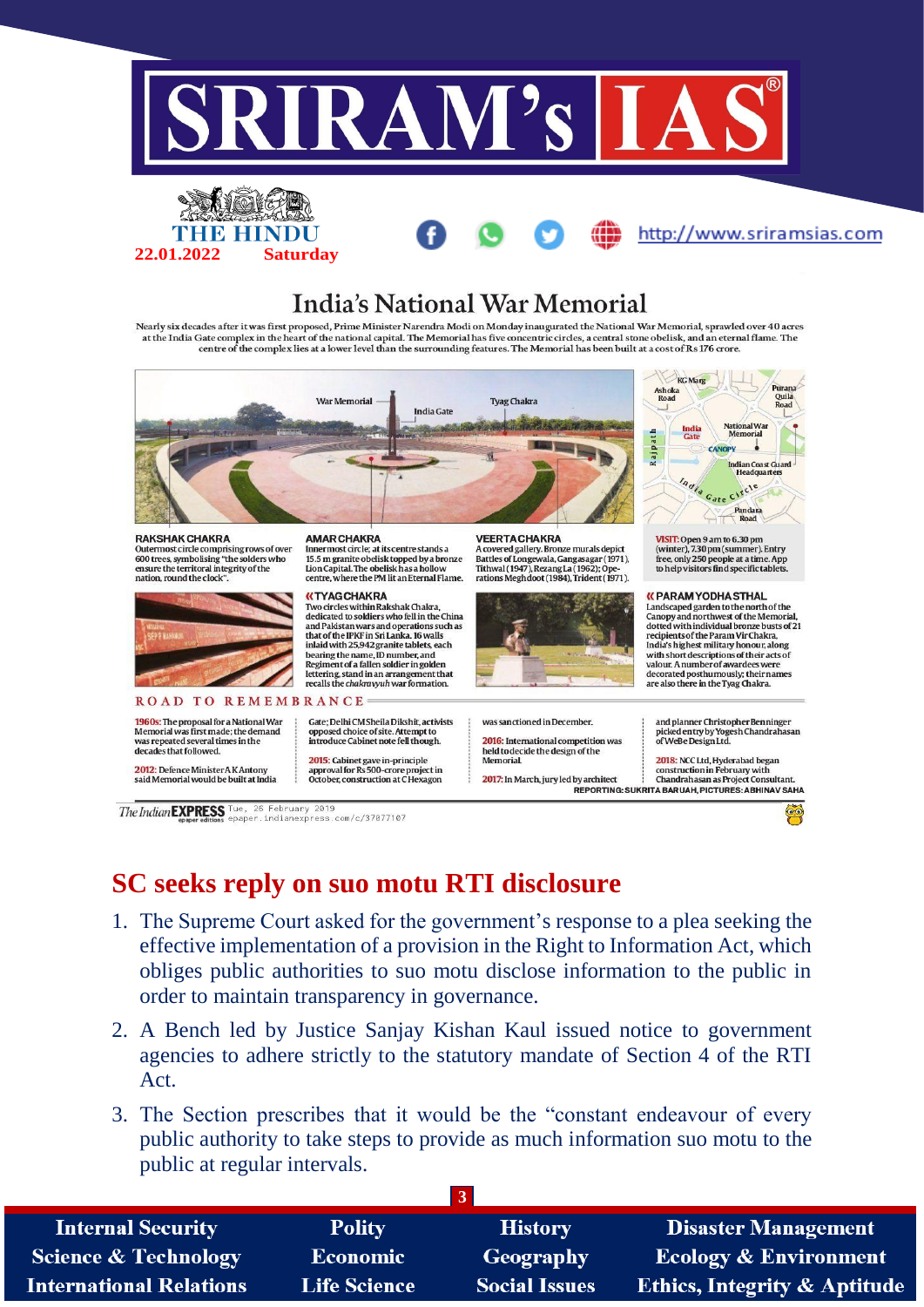# India's National War Memorial

Nearly six decades after it was first proposed, Prime Minister Narendra Modi on Monday inaugurated the National War Memorial, sprawled over 40 acres at the India Gate complex in the heart of the national capital. The Memorial has five concentric circles, a central stone obelisk, and an eternal flame. The centre of the complex lies at a lower level than the surrounding features. The Memorial has been built at a cost of Rs 176 crore.

War Memorial | India Gate | Tyag Chakra

KG Marg | Ashoka Road | Purana Quila Road | Rajpath | India Gate | National War Memorial | CANOPY | Indian Coast Guard Headquarters | India Gate Circle | Pandara Road

**RAKSHAK CHAKRA**
Outermost circle comprising rows of over 600 trees, symbolising "the soldiers who ensure the territorial integrity of the nation, round the clock".

**AMAR CHAKRA**
Innermost circle, at its centre stands a 15.5 m granite obelisk topped by a bronze Lion Capital. The obelisk has a hollow centre, where the PM lit an Eternal Flame.

**VEER TA CHAKRA**
A covered gallery. Bronze murals depict Battles of Longewala, Gangasagar (1971), Tithwal (1947), Rezang La (1962); Operations Meghdoot (1984), Trident (1971).

**VISIT:** Open 9 am to 6.30 pm (winter), 7.30 pm (summer). Entry free, only 250 people at a time. App to help visitors find specific tablets.

**TYAG CHAKRA**
Two circles within Rakshak Chakra, dedicated to soldiers who fell in the China and Pakistan wars and operations such as that of the IPKF in Sri Lanka. 16 walls inlaid with 25,942 granite tablets, each bearing the name, ID number, and Regiment of a fallen soldier in golden lettering, stand in an arrangement that recalls the *chakravyuh* war formation.

**PARAM YODHA STHAL**
Landscaped garden to the north of the Canopy and northwest of the Memorial, dotted with individual bronze busts of 21 recipients of the Param Vir Chakra, India's highest military honour, along with short descriptions of their acts of valour. A number of awardees were decorated posthumously; their names are also there in the Tyag Chakra.

**ROAD TO REMEMBRANCE**

**1960s:** The proposal for a National War Memorial was first made; the demand was repeated several times in the decades that followed.

**2012:** Defence Minister A K Antony said Memorial would be built at India Gate; Delhi CM Sheila Dikshit, activists opposed choice of site. Attempt to introduce Cabinet note fell though.

**2015:** Cabinet gave in-principle approval for Rs 500-crore project in October, construction at C Hexagon was sanctioned in December.

**2016:** International competition was held to decide the design of the Memorial.

**2017:** In March, jury led by architect and planner Christopher Benninger picked entry by Yogesh Chandrahasan of WeBe Design Ltd.

**2018:** NCC Ltd, Hyderabad began construction in February with Chandrahasan as Project Consultant.

REPORTING: SUKRITA BARUAH, PICTURES: ABHINAV SAHA

The Indian EXPRESS Tue, 26 February 2019 epaper.indianexpress.com/c/37877107

## SC seeks reply on suo motu RTI disclosure

1. The Supreme Court asked for the government's response to a plea seeking the effective implementation of a provision in the Right to Information Act, which obliges public authorities to suo motu disclose information to the public in order to maintain transparency in governance.
2. A Bench led by Justice Sanjay Kishan Kaul issued notice to government agencies to adhere strictly to the statutory mandate of Section 4 of the RTI Act.
3. The Section prescribes that it would be the "constant endeavour of every public authority to take steps to provide as much information suo motu to the public at regular intervals.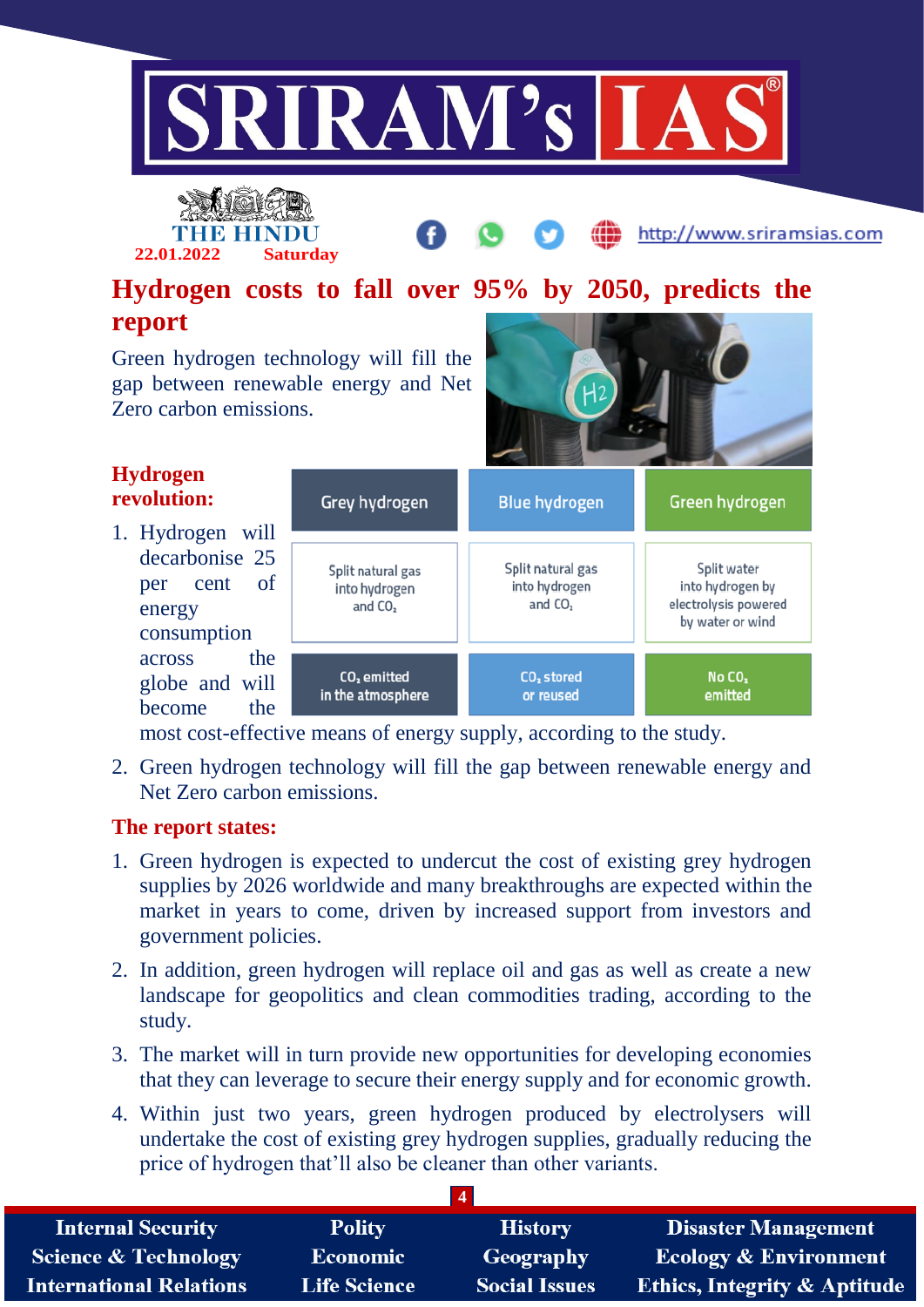# Hydrogen costs to fall over 95% by 2050, predicts the report

Green hydrogen technology will fill the gap between renewable energy and Net Zero carbon emissions.

| Grey hydrogen | Blue hydrogen | Green hydrogen |
|---|---|---|
| Split natural gas into hydrogen and $CO_2$ | Split natural gas into hydrogen and $CO_2$ | Split water into hydrogen by electrolysis powered by water or wind |
| $CO_2$ emitted in the atmosphere | $CO_2$ stored or reused | No $CO_2$ emitted |

### Hydrogen revolution:

1. Hydrogen will decarbonise 25 per cent of energy consumption across the globe and will become the most cost-effective means of energy supply, according to the study.
2. Green hydrogen technology will fill the gap between renewable energy and Net Zero carbon emissions.

### The report states:

1. Green hydrogen is expected to undercut the cost of existing grey hydrogen supplies by 2026 worldwide and many breakthroughs are expected within the market in years to come, driven by increased support from investors and government policies.
2. In addition, green hydrogen will replace oil and gas as well as create a new landscape for geopolitics and clean commodities trading, according to the study.
3. The market will in turn provide new opportunities for developing economies that they can leverage to secure their energy supply and for economic growth.
4. Within just two years, green hydrogen produced by electrolysers will undertake the cost of existing grey hydrogen supplies, gradually reducing the price of hydrogen that'll also be cleaner than other variants.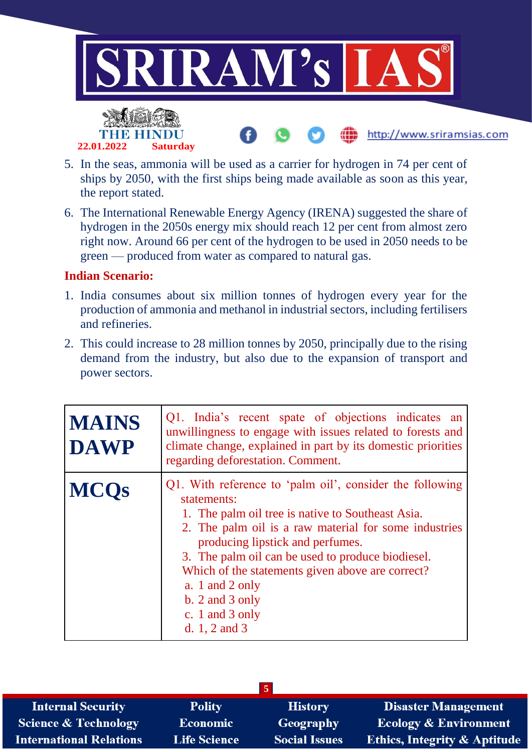5. In the seas, ammonia will be used as a carrier for hydrogen in 74 per cent of ships by 2050, with the first ships being made available as soon as this year, the report stated.
6. The International Renewable Energy Agency (IRENA) suggested the share of hydrogen in the 2050s energy mix should reach 12 per cent from almost zero right now. Around 66 per cent of the hydrogen to be used in 2050 needs to be green — produced from water as compared to natural gas.

**Indian Scenario:**

1. India consumes about six million tonnes of hydrogen every year for the production of ammonia and methanol in industrial sectors, including fertilisers and refineries.
2. This could increase to 28 million tonnes by 2050, principally due to the rising demand from the industry, but also due to the expansion of transport and power sectors.

| | |
|---|---|
| **MAINS DAWP** | Q1. India's recent spate of objections indicates an unwillingness to engage with issues related to forests and climate change, explained in part by its domestic priorities regarding deforestation. Comment. |
| **MCQs** | Q1. With reference to 'palm oil', consider the following statements:<br>1. The palm oil tree is native to Southeast Asia.<br>2. The palm oil is a raw material for some industries producing lipstick and perfumes.<br>3. The palm oil can be used to produce biodiesel.<br>Which of the statements given above are correct?<br>a. 1 and 2 only<br>b. 2 and 3 only<br>c. 1 and 3 only<br>d. 1, 2 and 3 |